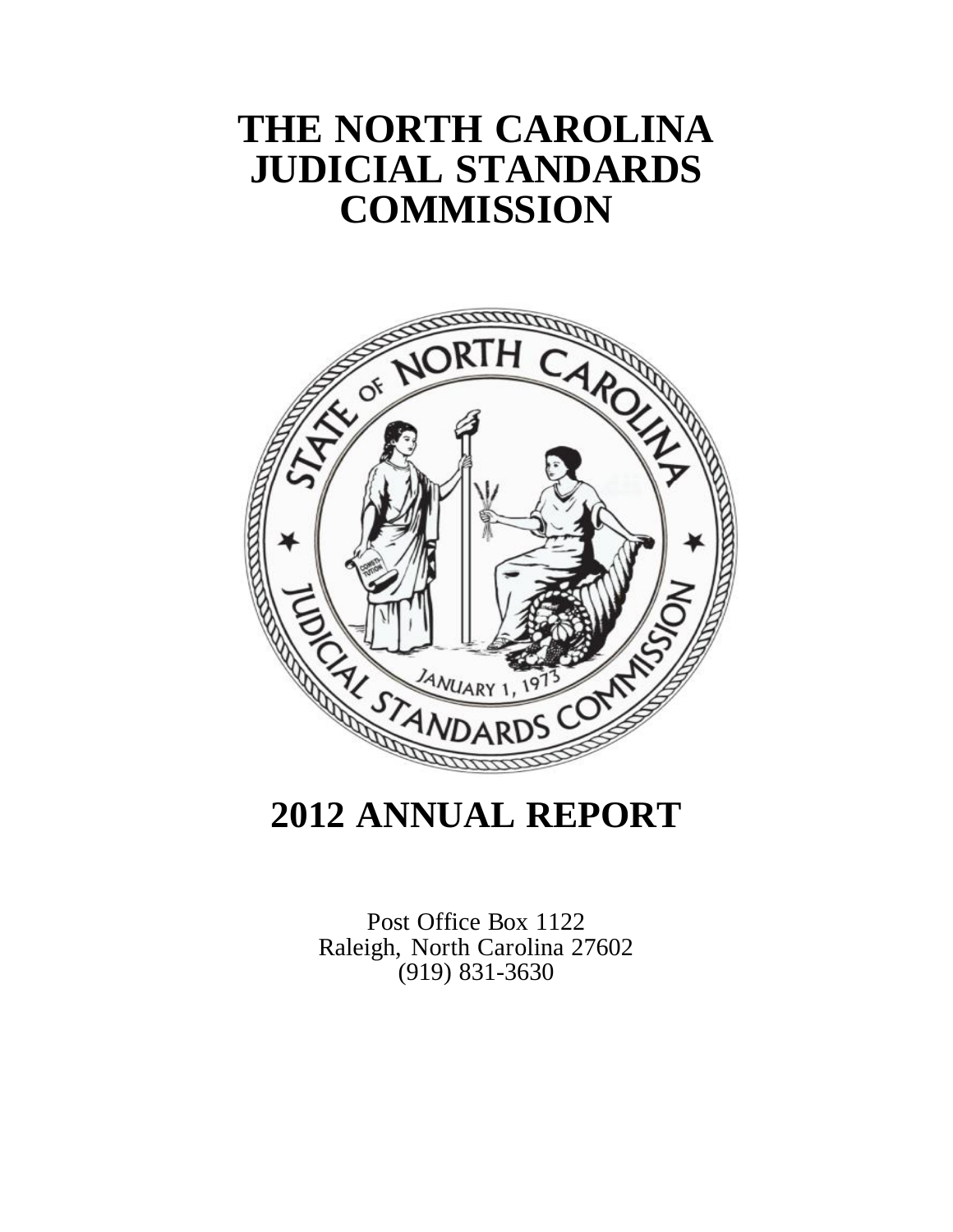# THE NORTH CAROLINA JUDICIAL STANDARDS COMMISSION

# 2012 ANNUAL REPORT

Post Office Box 1122
Raleigh, North Carolina 27602
(919) 831-3630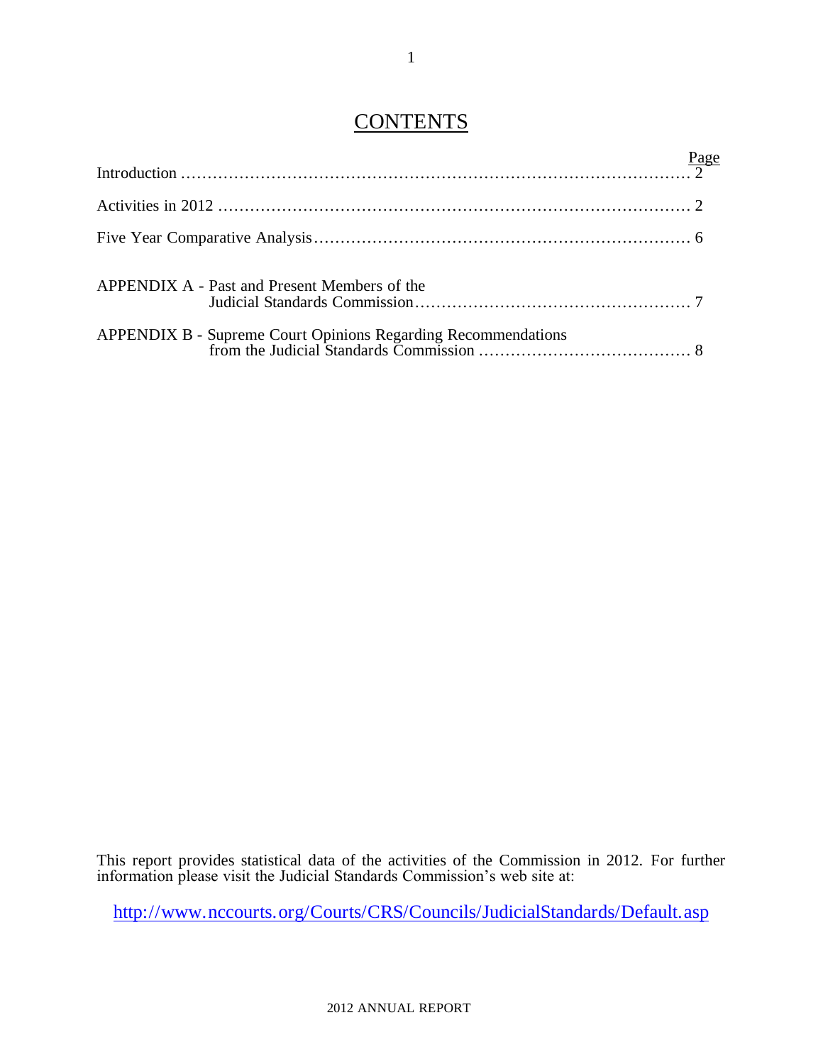# CONTENTS

| | Page |
|---|---|
| Introduction | 2 |
| Activities in 2012 | 2 |
| Five Year Comparative Analysis | 6 |
| APPENDIX A - Past and Present Members of the Judicial Standards Commission | 7 |
| APPENDIX B - Supreme Court Opinions Regarding Recommendations from the Judicial Standards Commission | 8 |

This report provides statistical data of the activities of the Commission in 2012. For further information please visit the Judicial Standards Commission's web site at:

http://www.nccourts.org/Courts/CRS/Councils/JudicialStandards/Default.asp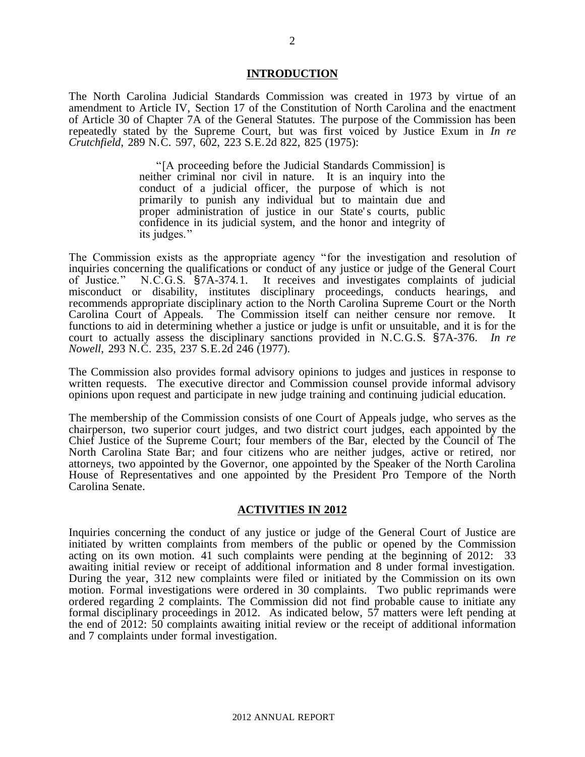## INTRODUCTION

The North Carolina Judicial Standards Commission was created in 1973 by virtue of an amendment to Article IV, Section 17 of the Constitution of North Carolina and the enactment of Article 30 of Chapter 7A of the General Statutes. The purpose of the Commission has been repeatedly stated by the Supreme Court, but was first voiced by Justice Exum in *In re Crutchfield*, 289 N.C. 597, 602, 223 S.E.2d 822, 825 (1975):

> "[A proceeding before the Judicial Standards Commission] is neither criminal nor civil in nature. It is an inquiry into the conduct of a judicial officer, the purpose of which is not primarily to punish any individual but to maintain due and proper administration of justice in our State's courts, public confidence in its judicial system, and the honor and integrity of its judges."

The Commission exists as the appropriate agency "for the investigation and resolution of inquiries concerning the qualifications or conduct of any justice or judge of the General Court of Justice." N.C.G.S. §7A-374.1. It receives and investigates complaints of judicial misconduct or disability, institutes disciplinary proceedings, conducts hearings, and recommends appropriate disciplinary action to the North Carolina Supreme Court or the North Carolina Court of Appeals. The Commission itself can neither censure nor remove. It functions to aid in determining whether a justice or judge is unfit or unsuitable, and it is for the court to actually assess the disciplinary sanctions provided in N.C.G.S. §7A-376. *In re Nowell*, 293 N.C. 235, 237 S.E.2d 246 (1977).

The Commission also provides formal advisory opinions to judges and justices in response to written requests. The executive director and Commission counsel provide informal advisory opinions upon request and participate in new judge training and continuing judicial education.

The membership of the Commission consists of one Court of Appeals judge, who serves as the chairperson, two superior court judges, and two district court judges, each appointed by the Chief Justice of the Supreme Court; four members of the Bar, elected by the Council of The North Carolina State Bar; and four citizens who are neither judges, active or retired, nor attorneys, two appointed by the Governor, one appointed by the Speaker of the North Carolina House of Representatives and one appointed by the President Pro Tempore of the North Carolina Senate.

## ACTIVITIES IN 2012

Inquiries concerning the conduct of any justice or judge of the General Court of Justice are initiated by written complaints from members of the public or opened by the Commission acting on its own motion. 41 such complaints were pending at the beginning of 2012: 33 awaiting initial review or receipt of additional information and 8 under formal investigation. During the year, 312 new complaints were filed or initiated by the Commission on its own motion. Formal investigations were ordered in 30 complaints. Two public reprimands were ordered regarding 2 complaints. The Commission did not find probable cause to initiate any formal disciplinary proceedings in 2012. As indicated below, 57 matters were left pending at the end of 2012: 50 complaints awaiting initial review or the receipt of additional information and 7 complaints under formal investigation.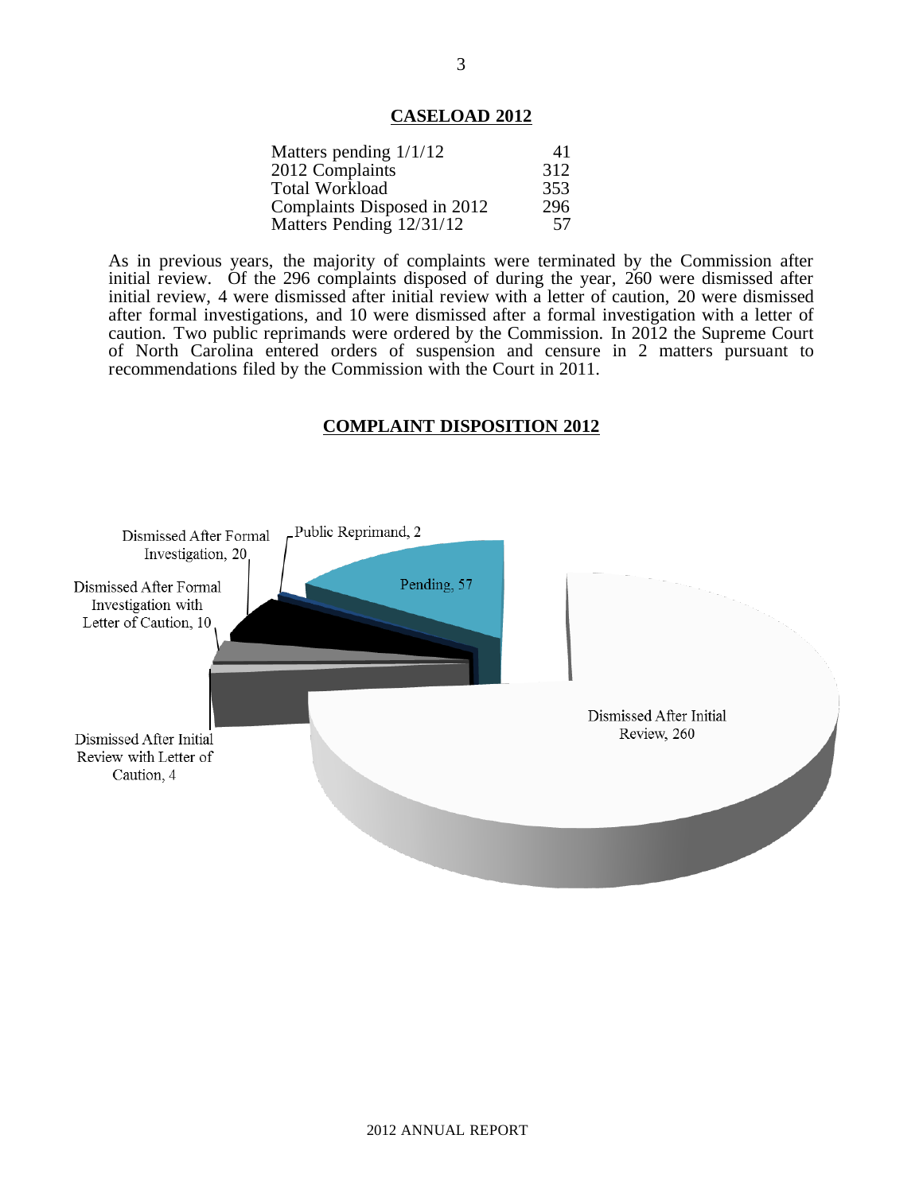## CASELOAD 2012

| | |
|---|---|
| Matters pending 1/1/12 | 41 |
| 2012 Complaints | 312 |
| Total Workload | 353 |
| Complaints Disposed in 2012 | 296 |
| Matters Pending 12/31/12 | 57 |

As in previous years, the majority of complaints were terminated by the Commission after initial review. Of the 296 complaints disposed of during the year, 260 were dismissed after initial review, 4 were dismissed after initial review with a letter of caution, 20 were dismissed after formal investigations, and 10 were dismissed after a formal investigation with a letter of caution. Two public reprimands were ordered by the Commission. In 2012 the Supreme Court of North Carolina entered orders of suspension and censure in 2 matters pursuant to recommendations filed by the Commission with the Court in 2011.

## COMPLAINT DISPOSITION 2012

Dismissed After Formal Investigation, 20

Public Reprimand, 2

Pending, 57

Dismissed After Formal Investigation with Letter of Caution, 10

Dismissed After Initial Review, 260

Dismissed After Initial Review with Letter of Caution, 4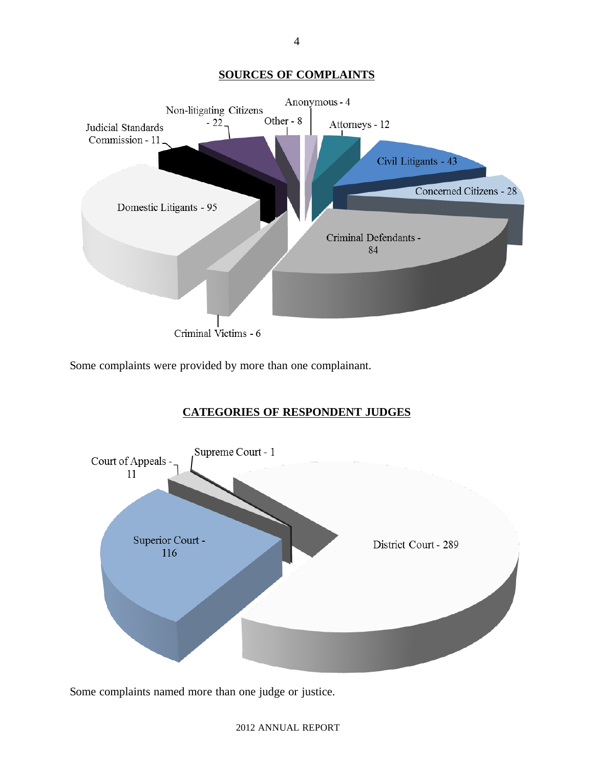## SOURCES OF COMPLAINTS

| Source | Count |
| --- | --- |
| Anonymous | 4 |
| Attorneys | 12 |
| Civil Litigants | 43 |
| Concerned Citizens | 28 |
| Criminal Defendants | 84 |
| Criminal Victims | 6 |
| Domestic Litigants | 95 |
| Judicial Standards Commission | 11 |
| Non-litigating Citizens | 22 |
| Other | 8 |

Some complaints were provided by more than one complainant.

## CATEGORIES OF RESPONDENT JUDGES

| Category | Count |
| --- | --- |
| Supreme Court | 1 |
| District Court | 289 |
| Superior Court | 116 |
| Court of Appeals | 11 |

Some complaints named more than one judge or justice.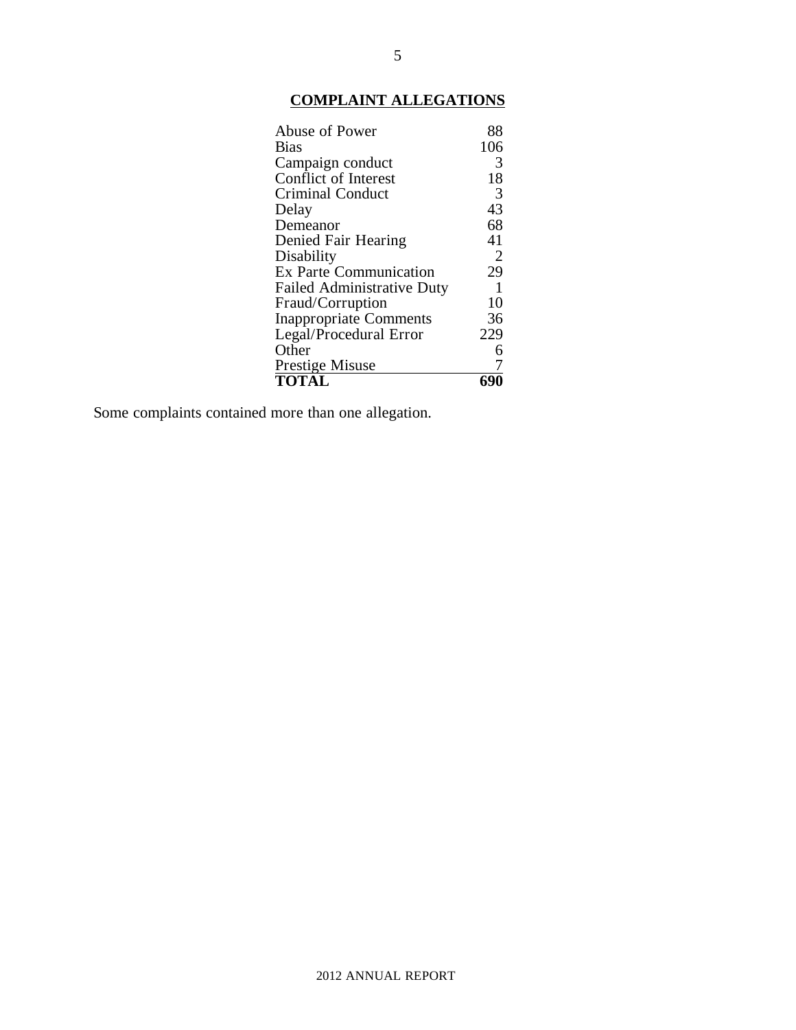## COMPLAINT ALLEGATIONS

| Allegation | Count |
|---|---|
| Abuse of Power | 88 |
| Bias | 106 |
| Campaign conduct | 3 |
| Conflict of Interest | 18 |
| Criminal Conduct | 3 |
| Delay | 43 |
| Demeanor | 68 |
| Denied Fair Hearing | 41 |
| Disability | 2 |
| Ex Parte Communication | 29 |
| Failed Administrative Duty | 1 |
| Fraud/Corruption | 10 |
| Inappropriate Comments | 36 |
| Legal/Procedural Error | 229 |
| Other | 6 |
| Prestige Misuse | 7 |
| **TOTAL** | **690** |

Some complaints contained more than one allegation.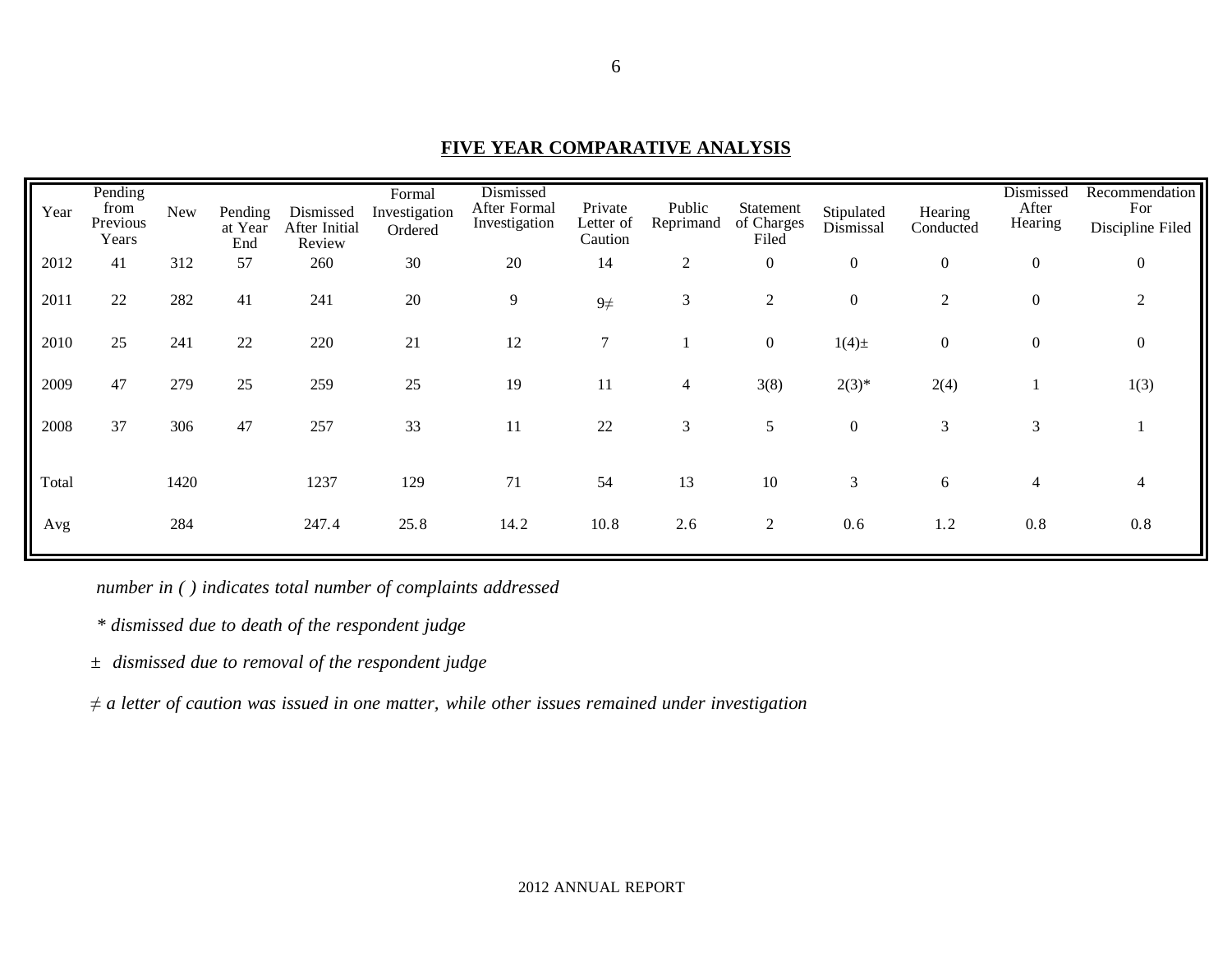## FIVE YEAR COMPARATIVE ANALYSIS

| Year | Pending from Previous Years | New | Pending at Year End | Dismissed After Initial Review | Formal Investigation Ordered | Dismissed After Formal Investigation | Private Letter of Caution | Public Reprimand | Statement of Charges Filed | Stipulated Dismissal | Hearing Conducted | Dismissed After Hearing | Recommendation For Discipline Filed |
|---|---|---|---|---|---|---|---|---|---|---|---|---|---|
| 2012 | 41 | 312 | 57 | 260 | 30 | 20 | 14 | 2 | 0 | 0 | 0 | 0 | 0 |
| 2011 | 22 | 282 | 41 | 241 | 20 | 9 | 9≠ | 3 | 2 | 0 | 2 | 0 | 2 |
| 2010 | 25 | 241 | 22 | 220 | 21 | 12 | 7 | 1 | 0 | 1(4)± | 0 | 0 | 0 |
| 2009 | 47 | 279 | 25 | 259 | 25 | 19 | 11 | 4 | 3(8) | 2(3)* | 2(4) | 1 | 1(3) |
| 2008 | 37 | 306 | 47 | 257 | 33 | 11 | 22 | 3 | 5 | 0 | 3 | 3 | 1 |
| Total | | 1420 | | 1237 | 129 | 71 | 54 | 13 | 10 | 3 | 6 | 4 | 4 |
| Avg | | 284 | | 247.4 | 25.8 | 14.2 | 10.8 | 2.6 | 2 | 0.6 | 1.2 | 0.8 | 0.8 |

*number in ( ) indicates total number of complaints addressed*

*\* dismissed due to death of the respondent judge*

± *dismissed due to removal of the respondent judge*

≠ *a letter of caution was issued in one matter, while other issues remained under investigation*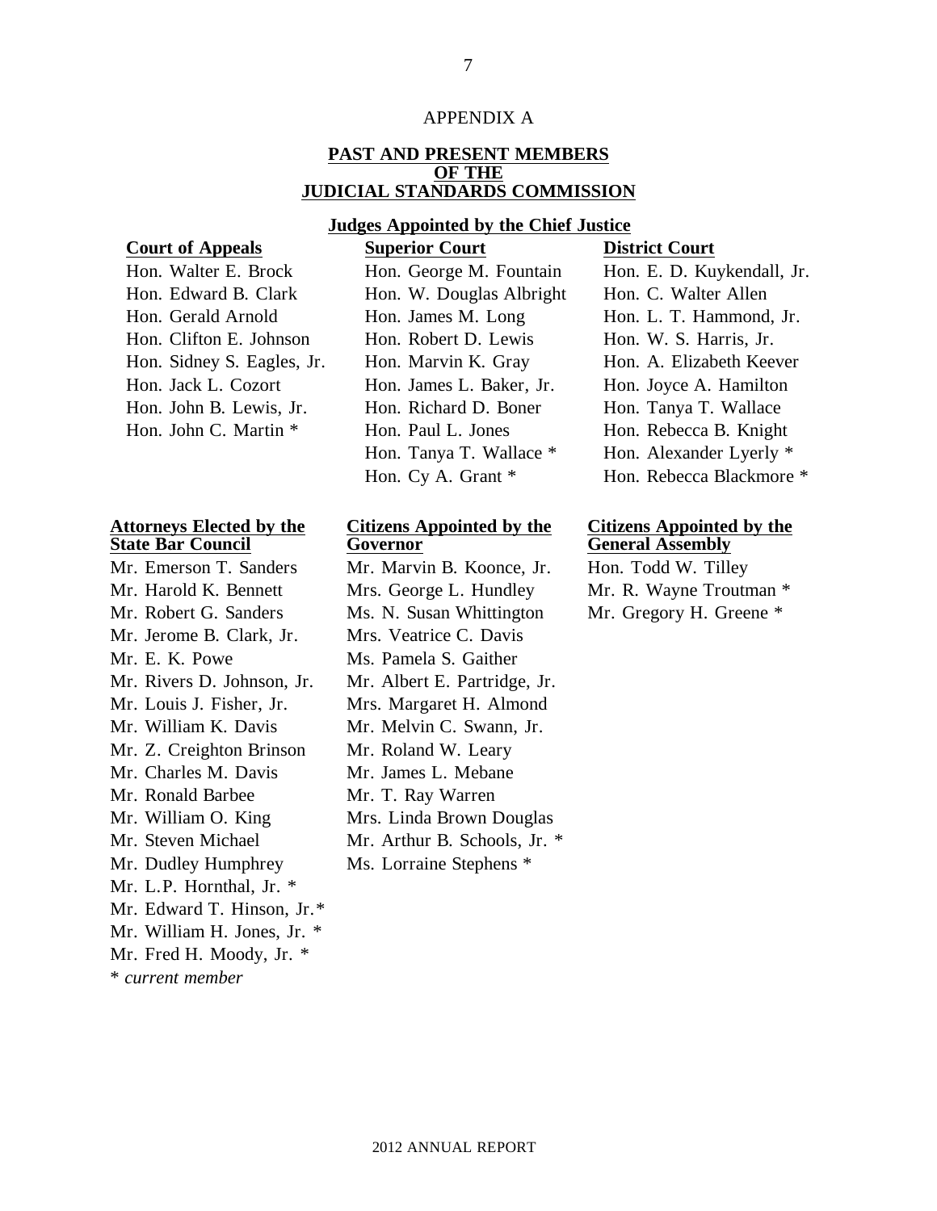APPENDIX A

## PAST AND PRESENT MEMBERS OF THE JUDICIAL STANDARDS COMMISSION

### Judges Appointed by the Chief Justice

**Court of Appeals**

Hon. Walter E. Brock
Hon. Edward B. Clark
Hon. Gerald Arnold
Hon. Clifton E. Johnson
Hon. Sidney S. Eagles, Jr.
Hon. Jack L. Cozort
Hon. John B. Lewis, Jr.
Hon. John C. Martin *

**Superior Court**

Hon. George M. Fountain
Hon. W. Douglas Albright
Hon. James M. Long
Hon. Robert D. Lewis
Hon. Marvin K. Gray
Hon. James L. Baker, Jr.
Hon. Richard D. Boner
Hon. Paul L. Jones
Hon. Tanya T. Wallace *
Hon. Cy A. Grant *

**District Court**

Hon. E. D. Kuykendall, Jr.
Hon. C. Walter Allen
Hon. L. T. Hammond, Jr.
Hon. W. S. Harris, Jr.
Hon. A. Elizabeth Keever
Hon. Joyce A. Hamilton
Hon. Tanya T. Wallace
Hon. Rebecca B. Knight
Hon. Alexander Lyerly *
Hon. Rebecca Blackmore *

**Attorneys Elected by the State Bar Council**

Mr. Emerson T. Sanders
Mr. Harold K. Bennett
Mr. Robert G. Sanders
Mr. Jerome B. Clark, Jr.
Mr. E. K. Powe
Mr. Rivers D. Johnson, Jr.
Mr. Louis J. Fisher, Jr.
Mr. William K. Davis
Mr. Z. Creighton Brinson
Mr. Charles M. Davis
Mr. Ronald Barbee
Mr. William O. King
Mr. Steven Michael
Mr. Dudley Humphrey
Mr. L.P. Hornthal, Jr. *
Mr. Edward T. Hinson, Jr.*
Mr. William H. Jones, Jr. *
Mr. Fred H. Moody, Jr. *

**Citizens Appointed by the Governor**

Mr. Marvin B. Koonce, Jr.
Mrs. George L. Hundley
Ms. N. Susan Whittington
Mrs. Veatrice C. Davis
Ms. Pamela S. Gaither
Mr. Albert E. Partridge, Jr.
Mrs. Margaret H. Almond
Mr. Melvin C. Swann, Jr.
Mr. Roland W. Leary
Mr. James L. Mebane
Mr. T. Ray Warren
Mrs. Linda Brown Douglas
Mr. Arthur B. Schools, Jr. *
Ms. Lorraine Stephens *

**Citizens Appointed by the General Assembly**

Hon. Todd W. Tilley
Mr. R. Wayne Troutman *
Mr. Gregory H. Greene *

* *current member*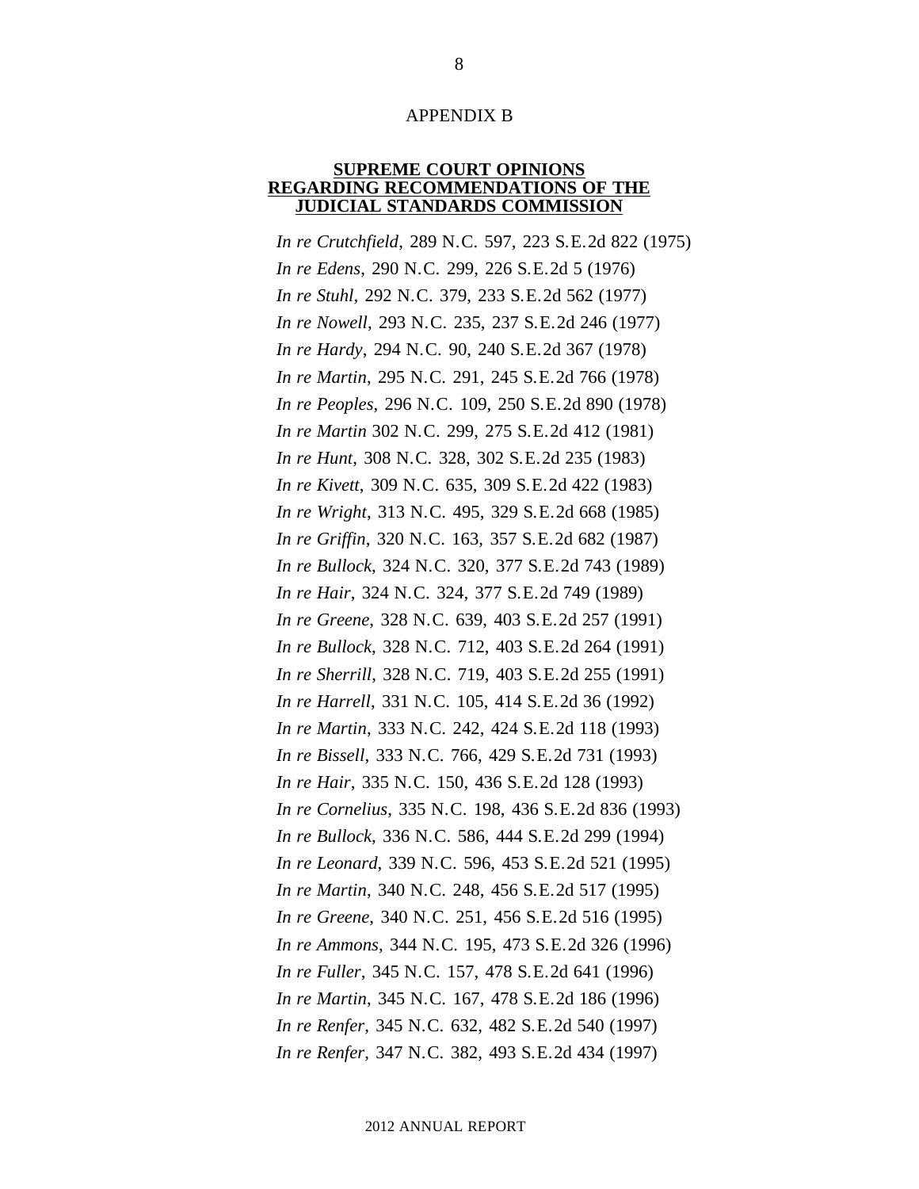APPENDIX B

## SUPREME COURT OPINIONS REGARDING RECOMMENDATIONS OF THE JUDICIAL STANDARDS COMMISSION

*In re Crutchfield*, 289 N.C. 597, 223 S.E.2d 822 (1975)
*In re Edens*, 290 N.C. 299, 226 S.E.2d 5 (1976)
*In re Stuhl*, 292 N.C. 379, 233 S.E.2d 562 (1977)
*In re Nowell*, 293 N.C. 235, 237 S.E.2d 246 (1977)
*In re Hardy*, 294 N.C. 90, 240 S.E.2d 367 (1978)
*In re Martin*, 295 N.C. 291, 245 S.E.2d 766 (1978)
*In re Peoples*, 296 N.C. 109, 250 S.E.2d 890 (1978)
*In re Martin* 302 N.C. 299, 275 S.E.2d 412 (1981)
*In re Hunt*, 308 N.C. 328, 302 S.E.2d 235 (1983)
*In re Kivett*, 309 N.C. 635, 309 S.E.2d 422 (1983)
*In re Wright*, 313 N.C. 495, 329 S.E.2d 668 (1985)
*In re Griffin*, 320 N.C. 163, 357 S.E.2d 682 (1987)
*In re Bullock*, 324 N.C. 320, 377 S.E.2d 743 (1989)
*In re Hair*, 324 N.C. 324, 377 S.E.2d 749 (1989)
*In re Greene*, 328 N.C. 639, 403 S.E.2d 257 (1991)
*In re Bullock*, 328 N.C. 712, 403 S.E.2d 264 (1991)
*In re Sherrill*, 328 N.C. 719, 403 S.E.2d 255 (1991)
*In re Harrell*, 331 N.C. 105, 414 S.E.2d 36 (1992)
*In re Martin*, 333 N.C. 242, 424 S.E.2d 118 (1993)
*In re Bissell*, 333 N.C. 766, 429 S.E.2d 731 (1993)
*In re Hair*, 335 N.C. 150, 436 S.E.2d 128 (1993)
*In re Cornelius*, 335 N.C. 198, 436 S.E.2d 836 (1993)
*In re Bullock*, 336 N.C. 586, 444 S.E.2d 299 (1994)
*In re Leonard*, 339 N.C. 596, 453 S.E.2d 521 (1995)
*In re Martin*, 340 N.C. 248, 456 S.E.2d 517 (1995)
*In re Greene*, 340 N.C. 251, 456 S.E.2d 516 (1995)
*In re Ammons*, 344 N.C. 195, 473 S.E.2d 326 (1996)
*In re Fuller*, 345 N.C. 157, 478 S.E.2d 641 (1996)
*In re Martin*, 345 N.C. 167, 478 S.E.2d 186 (1996)
*In re Renfer*, 345 N.C. 632, 482 S.E.2d 540 (1997)
*In re Renfer*, 347 N.C. 382, 493 S.E.2d 434 (1997)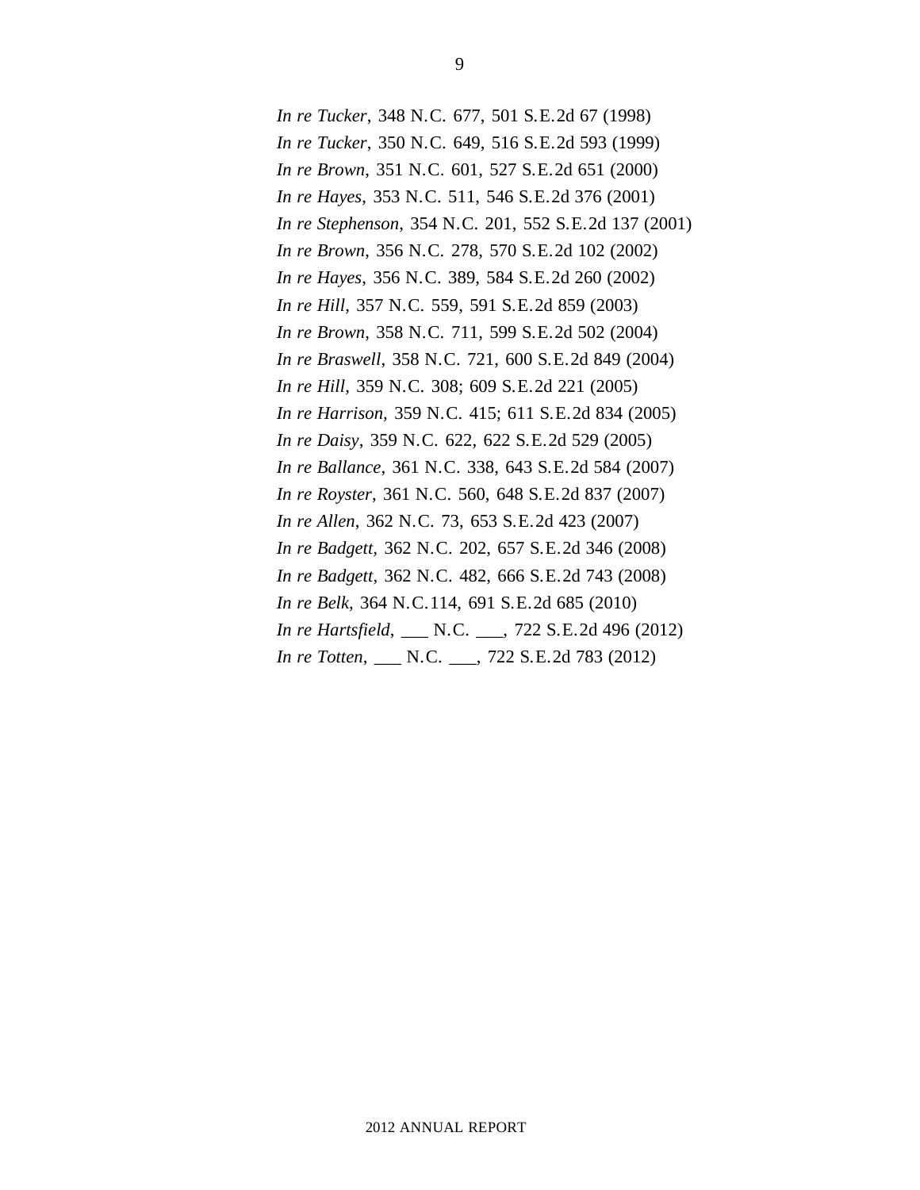*In re Tucker*, 348 N.C. 677, 501 S.E.2d 67 (1998)
*In re Tucker*, 350 N.C. 649, 516 S.E.2d 593 (1999)
*In re Brown*, 351 N.C. 601, 527 S.E.2d 651 (2000)
*In re Hayes*, 353 N.C. 511, 546 S.E.2d 376 (2001)
*In re Stephenson*, 354 N.C. 201, 552 S.E.2d 137 (2001)
*In re Brown*, 356 N.C. 278, 570 S.E.2d 102 (2002)
*In re Hayes*, 356 N.C. 389, 584 S.E.2d 260 (2002)
*In re Hill*, 357 N.C. 559, 591 S.E.2d 859 (2003)
*In re Brown*, 358 N.C. 711, 599 S.E.2d 502 (2004)
*In re Braswell*, 358 N.C. 721, 600 S.E.2d 849 (2004)
*In re Hill*, 359 N.C. 308; 609 S.E.2d 221 (2005)
*In re Harrison,* 359 N.C. 415; 611 S.E.2d 834 (2005)
*In re Daisy*, 359 N.C. 622, 622 S.E.2d 529 (2005)
*In re Ballance*, 361 N.C. 338, 643 S.E.2d 584 (2007)
*In re Royster*, 361 N.C. 560, 648 S.E.2d 837 (2007)
*In re Allen*, 362 N.C. 73, 653 S.E.2d 423 (2007)
*In re Badgett*, 362 N.C. 202, 657 S.E.2d 346 (2008)
*In re Badgett*, 362 N.C. 482, 666 S.E.2d 743 (2008)
*In re Belk*, 364 N.C.114, 691 S.E.2d 685 (2010)
*In re Hartsfield*, ___ N.C. ___, 722 S.E.2d 496 (2012)
*In re Totten*, ___ N.C. ___, 722 S.E.2d 783 (2012)